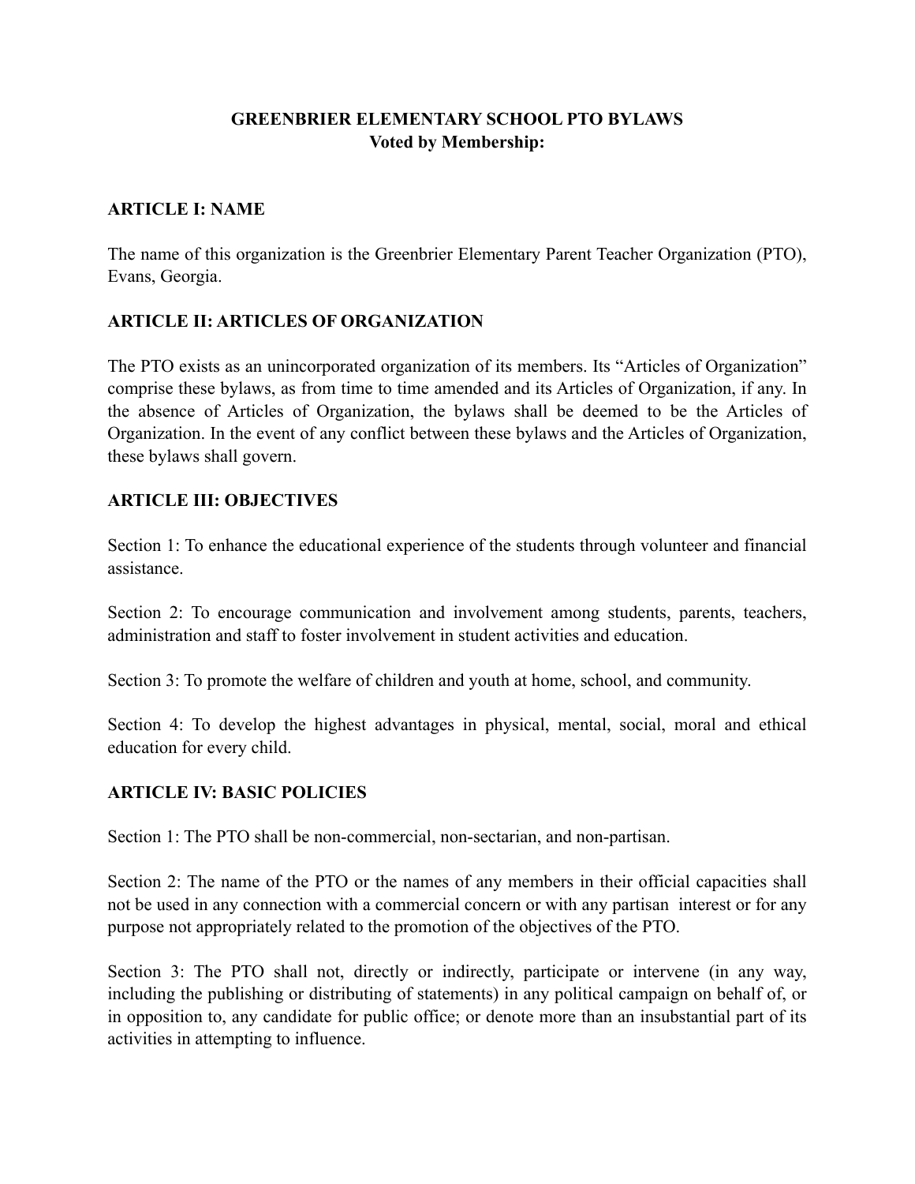# GREENBRIER ELEMENTARY SCHOOL PTO BYLAWS
**Voted by Membership:**

## ARTICLE I: NAME

The name of this organization is the Greenbrier Elementary Parent Teacher Organization (PTO), Evans, Georgia.

## ARTICLE II: ARTICLES OF ORGANIZATION

The PTO exists as an unincorporated organization of its members. Its "Articles of Organization" comprise these bylaws, as from time to time amended and its Articles of Organization, if any. In the absence of Articles of Organization, the bylaws shall be deemed to be the Articles of Organization. In the event of any conflict between these bylaws and the Articles of Organization, these bylaws shall govern.

## ARTICLE III: OBJECTIVES

Section 1: To enhance the educational experience of the students through volunteer and financial assistance.

Section 2: To encourage communication and involvement among students, parents, teachers, administration and staff to foster involvement in student activities and education.

Section 3: To promote the welfare of children and youth at home, school, and community.

Section 4: To develop the highest advantages in physical, mental, social, moral and ethical education for every child.

## ARTICLE IV: BASIC POLICIES

Section 1: The PTO shall be non-commercial, non-sectarian, and non-partisan.

Section 2: The name of the PTO or the names of any members in their official capacities shall not be used in any connection with a commercial concern or with any partisan interest or for any purpose not appropriately related to the promotion of the objectives of the PTO.

Section 3: The PTO shall not, directly or indirectly, participate or intervene (in any way, including the publishing or distributing of statements) in any political campaign on behalf of, or in opposition to, any candidate for public office; or denote more than an insubstantial part of its activities in attempting to influence.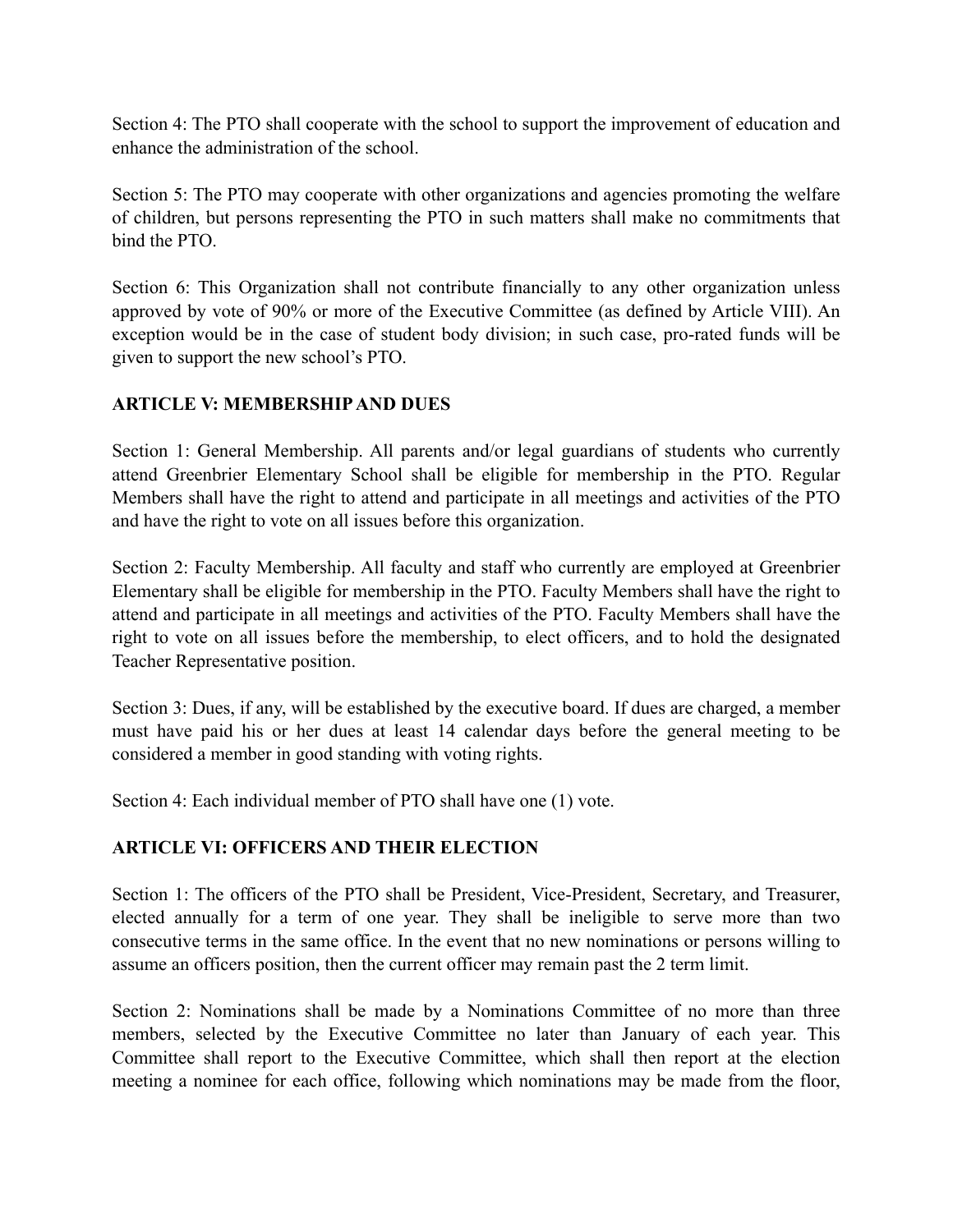Section 4: The PTO shall cooperate with the school to support the improvement of education and enhance the administration of the school.

Section 5: The PTO may cooperate with other organizations and agencies promoting the welfare of children, but persons representing the PTO in such matters shall make no commitments that bind the PTO.

Section 6: This Organization shall not contribute financially to any other organization unless approved by vote of 90% or more of the Executive Committee (as defined by Article VIII). An exception would be in the case of student body division; in such case, pro-rated funds will be given to support the new school's PTO.

## ARTICLE V: MEMBERSHIP AND DUES

Section 1: General Membership. All parents and/or legal guardians of students who currently attend Greenbrier Elementary School shall be eligible for membership in the PTO. Regular Members shall have the right to attend and participate in all meetings and activities of the PTO and have the right to vote on all issues before this organization.

Section 2: Faculty Membership. All faculty and staff who currently are employed at Greenbrier Elementary shall be eligible for membership in the PTO. Faculty Members shall have the right to attend and participate in all meetings and activities of the PTO. Faculty Members shall have the right to vote on all issues before the membership, to elect officers, and to hold the designated Teacher Representative position.

Section 3: Dues, if any, will be established by the executive board. If dues are charged, a member must have paid his or her dues at least 14 calendar days before the general meeting to be considered a member in good standing with voting rights.

Section 4: Each individual member of PTO shall have one (1) vote.

## ARTICLE VI: OFFICERS AND THEIR ELECTION

Section 1: The officers of the PTO shall be President, Vice-President, Secretary, and Treasurer, elected annually for a term of one year. They shall be ineligible to serve more than two consecutive terms in the same office. In the event that no new nominations or persons willing to assume an officers position, then the current officer may remain past the 2 term limit.

Section 2: Nominations shall be made by a Nominations Committee of no more than three members, selected by the Executive Committee no later than January of each year. This Committee shall report to the Executive Committee, which shall then report at the election meeting a nominee for each office, following which nominations may be made from the floor,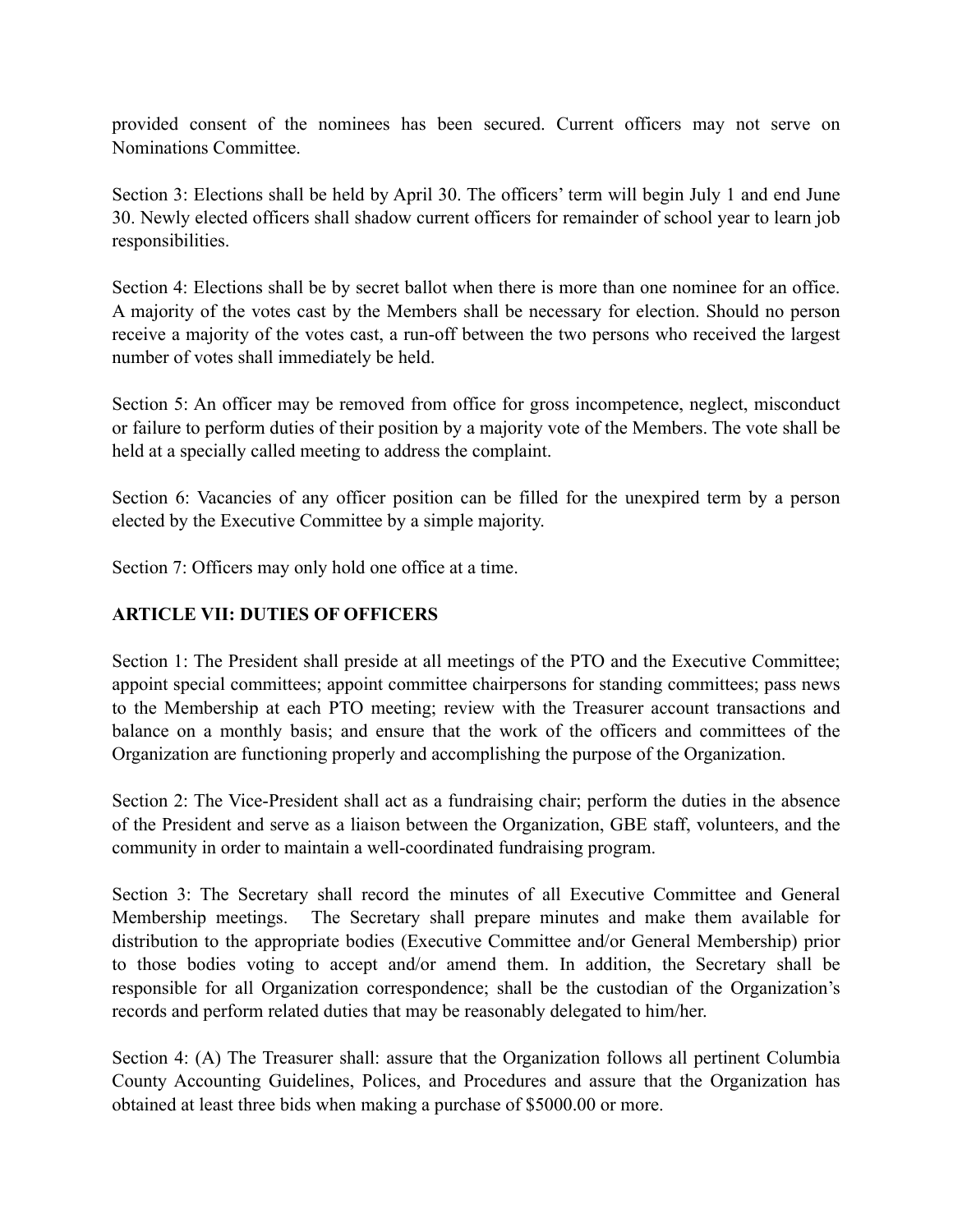provided consent of the nominees has been secured. Current officers may not serve on Nominations Committee.

Section 3: Elections shall be held by April 30. The officers' term will begin July 1 and end June 30. Newly elected officers shall shadow current officers for remainder of school year to learn job responsibilities.

Section 4: Elections shall be by secret ballot when there is more than one nominee for an office. A majority of the votes cast by the Members shall be necessary for election. Should no person receive a majority of the votes cast, a run-off between the two persons who received the largest number of votes shall immediately be held.

Section 5: An officer may be removed from office for gross incompetence, neglect, misconduct or failure to perform duties of their position by a majority vote of the Members. The vote shall be held at a specially called meeting to address the complaint.

Section 6: Vacancies of any officer position can be filled for the unexpired term by a person elected by the Executive Committee by a simple majority.

Section 7: Officers may only hold one office at a time.

## ARTICLE VII: DUTIES OF OFFICERS

Section 1: The President shall preside at all meetings of the PTO and the Executive Committee; appoint special committees; appoint committee chairpersons for standing committees; pass news to the Membership at each PTO meeting; review with the Treasurer account transactions and balance on a monthly basis; and ensure that the work of the officers and committees of the Organization are functioning properly and accomplishing the purpose of the Organization.

Section 2: The Vice-President shall act as a fundraising chair; perform the duties in the absence of the President and serve as a liaison between the Organization, GBE staff, volunteers, and the community in order to maintain a well-coordinated fundraising program.

Section 3: The Secretary shall record the minutes of all Executive Committee and General Membership meetings. The Secretary shall prepare minutes and make them available for distribution to the appropriate bodies (Executive Committee and/or General Membership) prior to those bodies voting to accept and/or amend them. In addition, the Secretary shall be responsible for all Organization correspondence; shall be the custodian of the Organization's records and perform related duties that may be reasonably delegated to him/her.

Section 4: (A) The Treasurer shall: assure that the Organization follows all pertinent Columbia County Accounting Guidelines, Polices, and Procedures and assure that the Organization has obtained at least three bids when making a purchase of $5000.00 or more.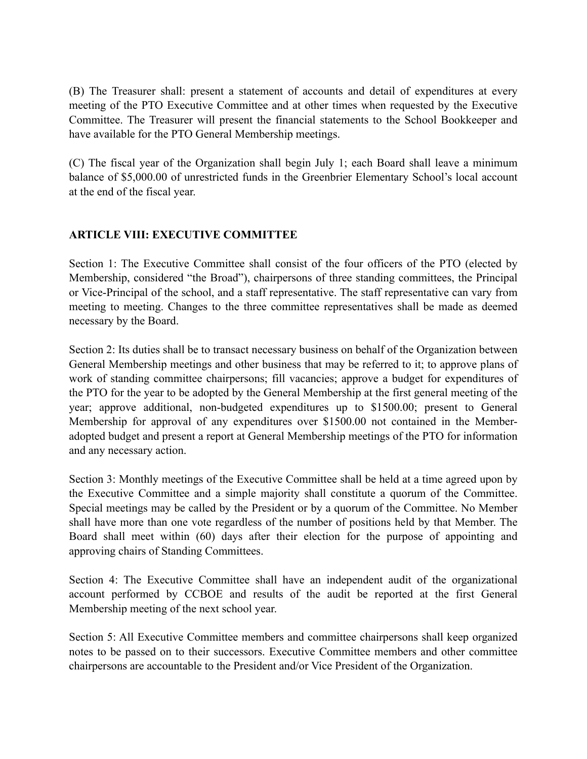(B) The Treasurer shall: present a statement of accounts and detail of expenditures at every meeting of the PTO Executive Committee and at other times when requested by the Executive Committee. The Treasurer will present the financial statements to the School Bookkeeper and have available for the PTO General Membership meetings.

(C) The fiscal year of the Organization shall begin July 1; each Board shall leave a minimum balance of $5,000.00 of unrestricted funds in the Greenbrier Elementary School's local account at the end of the fiscal year.

## ARTICLE VIII: EXECUTIVE COMMITTEE

Section 1: The Executive Committee shall consist of the four officers of the PTO (elected by Membership, considered "the Broad"), chairpersons of three standing committees, the Principal or Vice-Principal of the school, and a staff representative. The staff representative can vary from meeting to meeting. Changes to the three committee representatives shall be made as deemed necessary by the Board.

Section 2: Its duties shall be to transact necessary business on behalf of the Organization between General Membership meetings and other business that may be referred to it; to approve plans of work of standing committee chairpersons; fill vacancies; approve a budget for expenditures of the PTO for the year to be adopted by the General Membership at the first general meeting of the year; approve additional, non-budgeted expenditures up to $1500.00; present to General Membership for approval of any expenditures over $1500.00 not contained in the Member-adopted budget and present a report at General Membership meetings of the PTO for information and any necessary action.

Section 3: Monthly meetings of the Executive Committee shall be held at a time agreed upon by the Executive Committee and a simple majority shall constitute a quorum of the Committee. Special meetings may be called by the President or by a quorum of the Committee. No Member shall have more than one vote regardless of the number of positions held by that Member. The Board shall meet within (60) days after their election for the purpose of appointing and approving chairs of Standing Committees.

Section 4: The Executive Committee shall have an independent audit of the organizational account performed by CCBOE and results of the audit be reported at the first General Membership meeting of the next school year.

Section 5: All Executive Committee members and committee chairpersons shall keep organized notes to be passed on to their successors. Executive Committee members and other committee chairpersons are accountable to the President and/or Vice President of the Organization.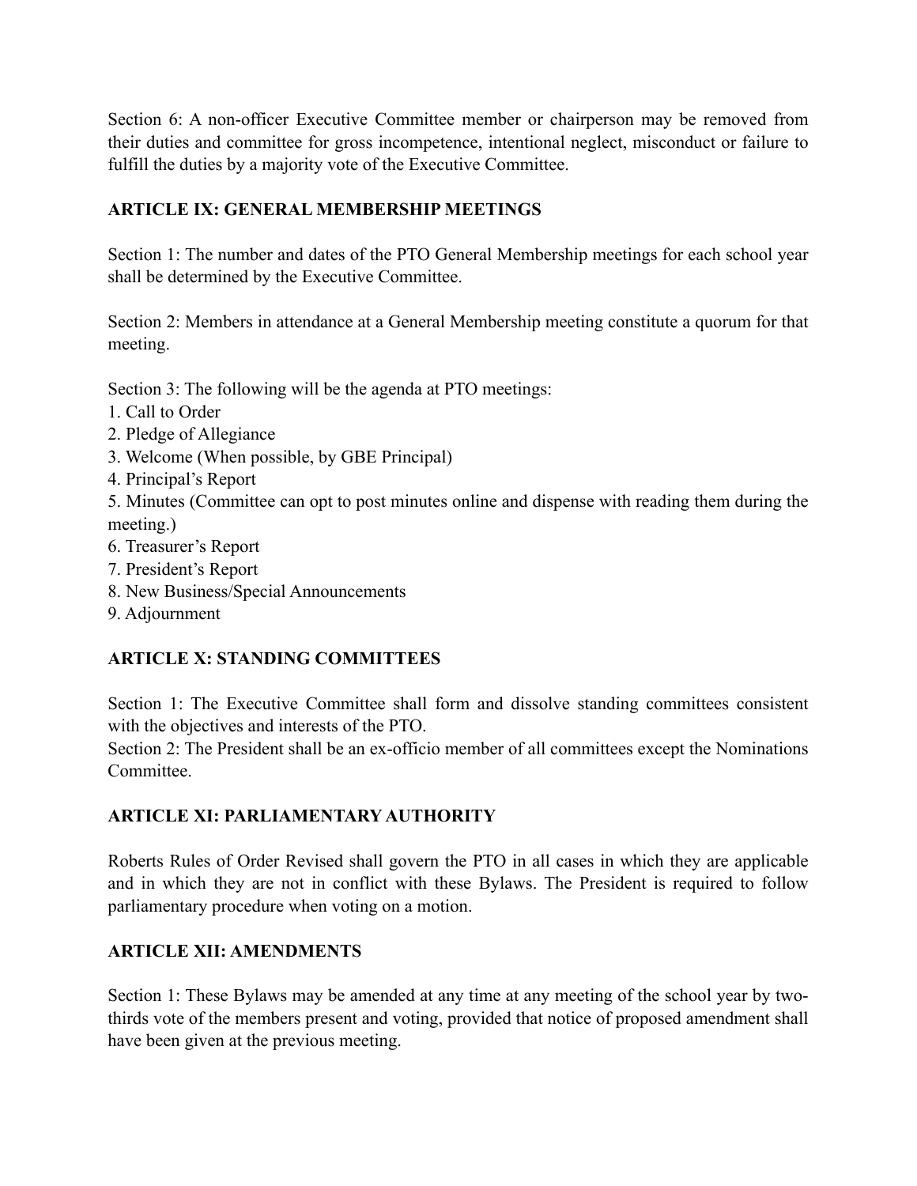Section 6: A non-officer Executive Committee member or chairperson may be removed from their duties and committee for gross incompetence, intentional neglect, misconduct or failure to fulfill the duties by a majority vote of the Executive Committee.

## ARTICLE IX: GENERAL MEMBERSHIP MEETINGS

Section 1: The number and dates of the PTO General Membership meetings for each school year shall be determined by the Executive Committee.

Section 2: Members in attendance at a General Membership meeting constitute a quorum for that meeting.

Section 3: The following will be the agenda at PTO meetings:

1. Call to Order
2. Pledge of Allegiance
3. Welcome (When possible, by GBE Principal)
4. Principal's Report
5. Minutes (Committee can opt to post minutes online and dispense with reading them during the meeting.)
6. Treasurer's Report
7. President's Report
8. New Business/Special Announcements
9. Adjournment

## ARTICLE X: STANDING COMMITTEES

Section 1: The Executive Committee shall form and dissolve standing committees consistent with the objectives and interests of the PTO.

Section 2: The President shall be an ex-officio member of all committees except the Nominations Committee.

## ARTICLE XI: PARLIAMENTARY AUTHORITY

Roberts Rules of Order Revised shall govern the PTO in all cases in which they are applicable and in which they are not in conflict with these Bylaws. The President is required to follow parliamentary procedure when voting on a motion.

## ARTICLE XII: AMENDMENTS

Section 1: These Bylaws may be amended at any time at any meeting of the school year by two-thirds vote of the members present and voting, provided that notice of proposed amendment shall have been given at the previous meeting.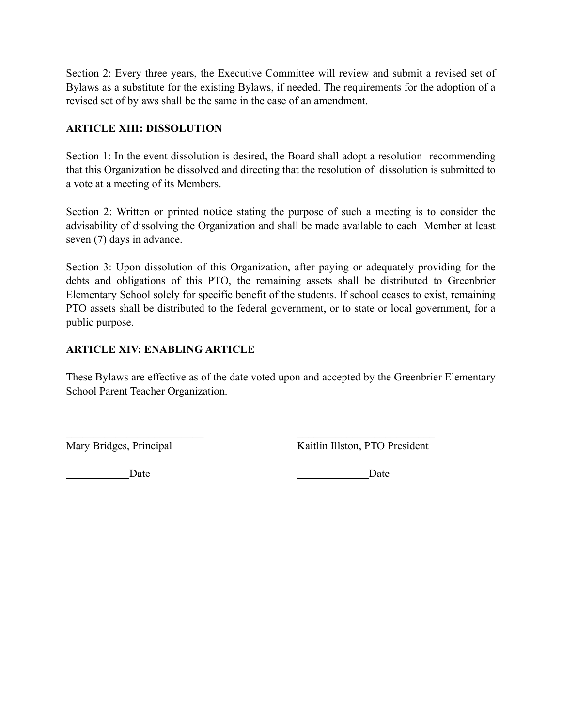Section 2: Every three years, the Executive Committee will review and submit a revised set of Bylaws as a substitute for the existing Bylaws, if needed. The requirements for the adoption of a revised set of bylaws shall be the same in the case of an amendment.

**ARTICLE XIII: DISSOLUTION**

Section 1: In the event dissolution is desired, the Board shall adopt a resolution recommending that this Organization be dissolved and directing that the resolution of dissolution is submitted to a vote at a meeting of its Members.

Section 2: Written or printed notice stating the purpose of such a meeting is to consider the advisability of dissolving the Organization and shall be made available to each Member at least seven (7) days in advance.

Section 3: Upon dissolution of this Organization, after paying or adequately providing for the debts and obligations of this PTO, the remaining assets shall be distributed to Greenbrier Elementary School solely for specific benefit of the students. If school ceases to exist, remaining PTO assets shall be distributed to the federal government, or to state or local government, for a public purpose.

**ARTICLE XIV: ENABLING ARTICLE**

These Bylaws are effective as of the date voted upon and accepted by the Greenbrier Elementary School Parent Teacher Organization.

___________________________
Mary Bridges, Principal

___________Date

___________________________
Kaitlin Illston, PTO President

_____________Date